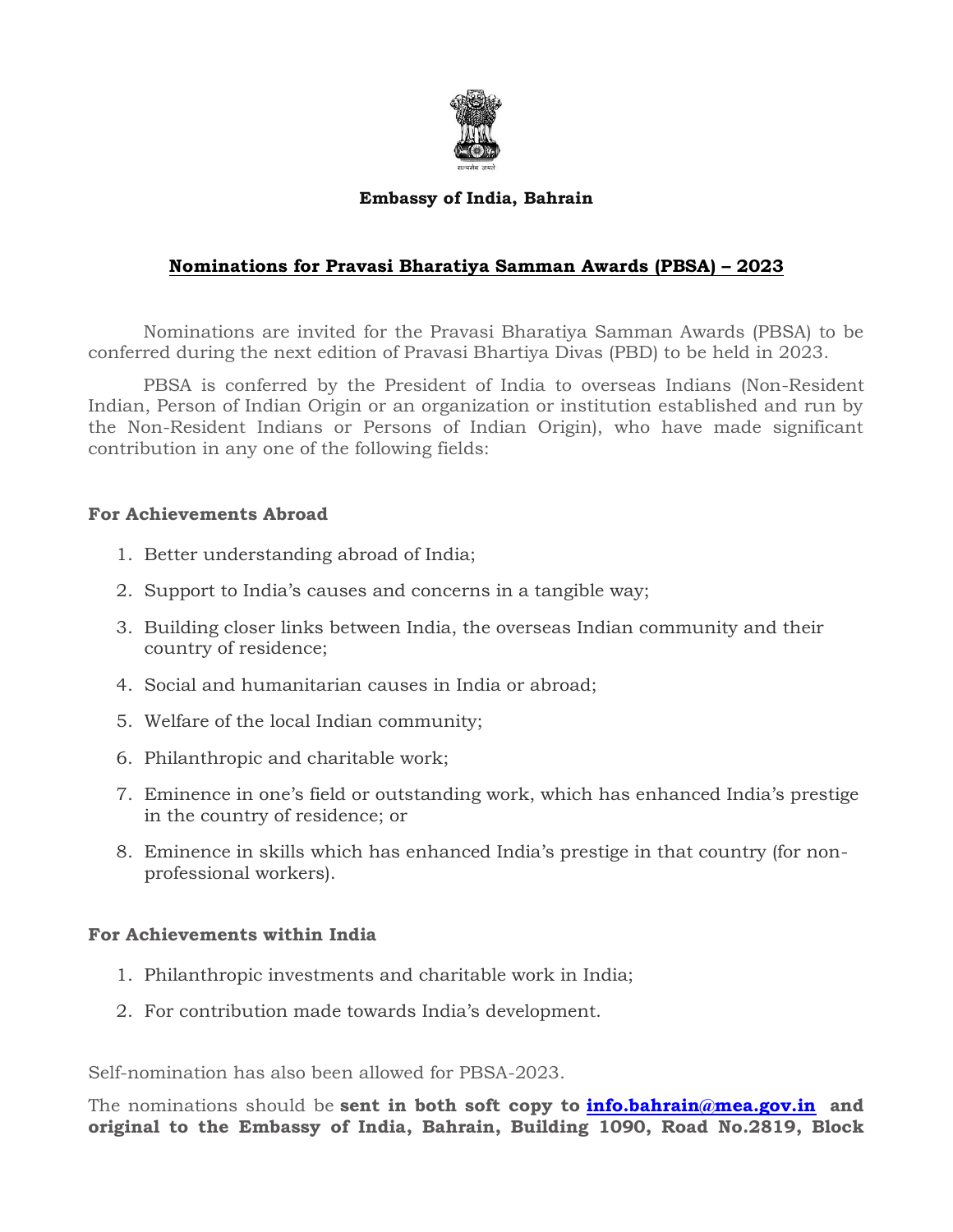**Embassy of India, Bahrain**

## Nominations for Pravasi Bharatiya Samman Awards (PBSA) – 2023

Nominations are invited for the Pravasi Bharatiya Samman Awards (PBSA) to be conferred during the next edition of Pravasi Bhartiya Divas (PBD) to be held in 2023.

PBSA is conferred by the President of India to overseas Indians (Non-Resident Indian, Person of Indian Origin or an organization or institution established and run by the Non-Resident Indians or Persons of Indian Origin), who have made significant contribution in any one of the following fields:

**For Achievements Abroad**

1. Better understanding abroad of India;
2. Support to India's causes and concerns in a tangible way;
3. Building closer links between India, the overseas Indian community and their country of residence;
4. Social and humanitarian causes in India or abroad;
5. Welfare of the local Indian community;
6. Philanthropic and charitable work;
7. Eminence in one's field or outstanding work, which has enhanced India's prestige in the country of residence; or
8. Eminence in skills which has enhanced India's prestige in that country (for non-professional workers).

**For Achievements within India**

1. Philanthropic investments and charitable work in India;
2. For contribution made towards India's development.

Self-nomination has also been allowed for PBSA-2023.

The nominations should be **sent in both soft copy to [info.bahrain@mea.gov.in](mailto:info.bahrain@mea.gov.in) and original to the Embassy of India, Bahrain, Building 1090, Road No.2819, Block**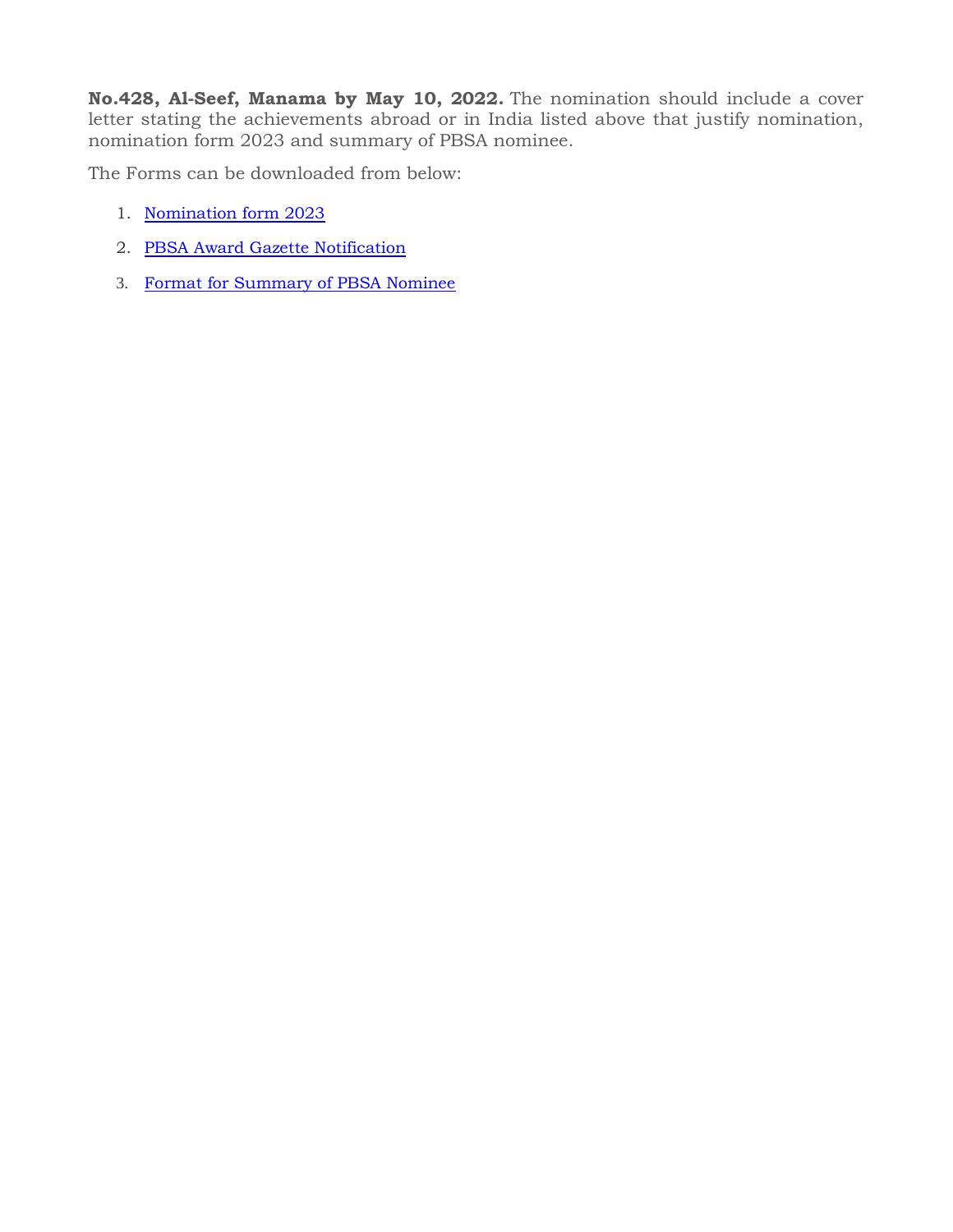**No.428, Al-Seef, Manama by May 10, 2022.** The nomination should include a cover letter stating the achievements abroad or in India listed above that justify nomination, nomination form 2023 and summary of PBSA nominee.

The Forms can be downloaded from below:

1. Nomination form 2023
2. PBSA Award Gazette Notification
3. Format for Summary of PBSA Nominee